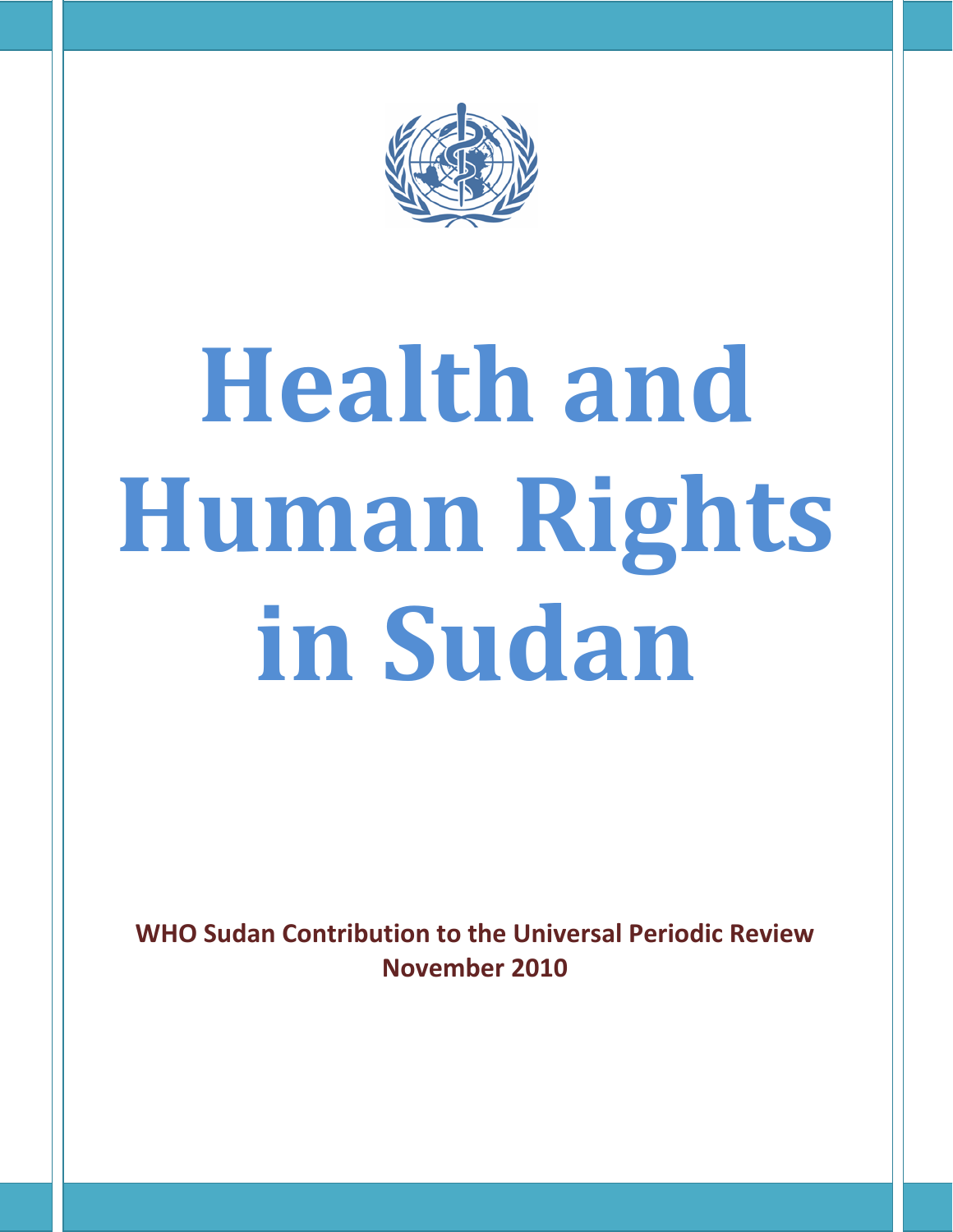# Health and Human Rights in Sudan

**WHO Sudan Contribution to the Universal Periodic Review**
**November 2010**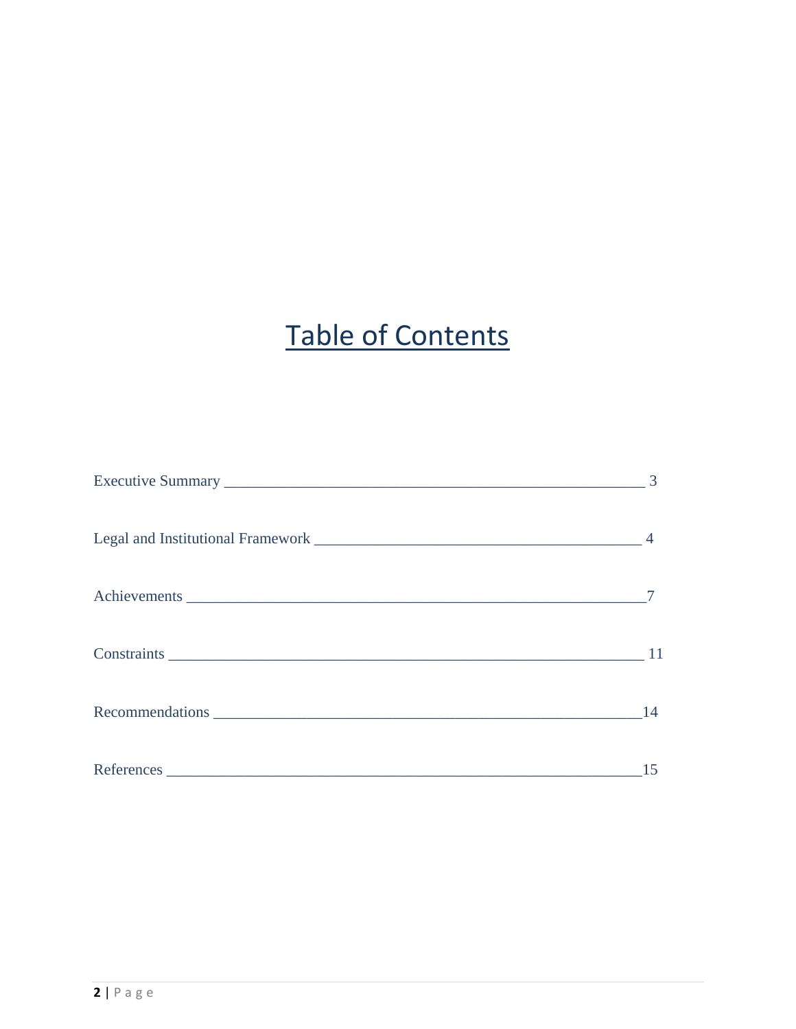# Table of Contents

Executive Summary ____________________________________________________ 3

Legal and Institutional Framework ______________________________________ 4

Achievements __________________________________________________________7

Constraints ____________________________________________________________ 11

Recommendations ______________________________________________________14

References ____________________________________________________________15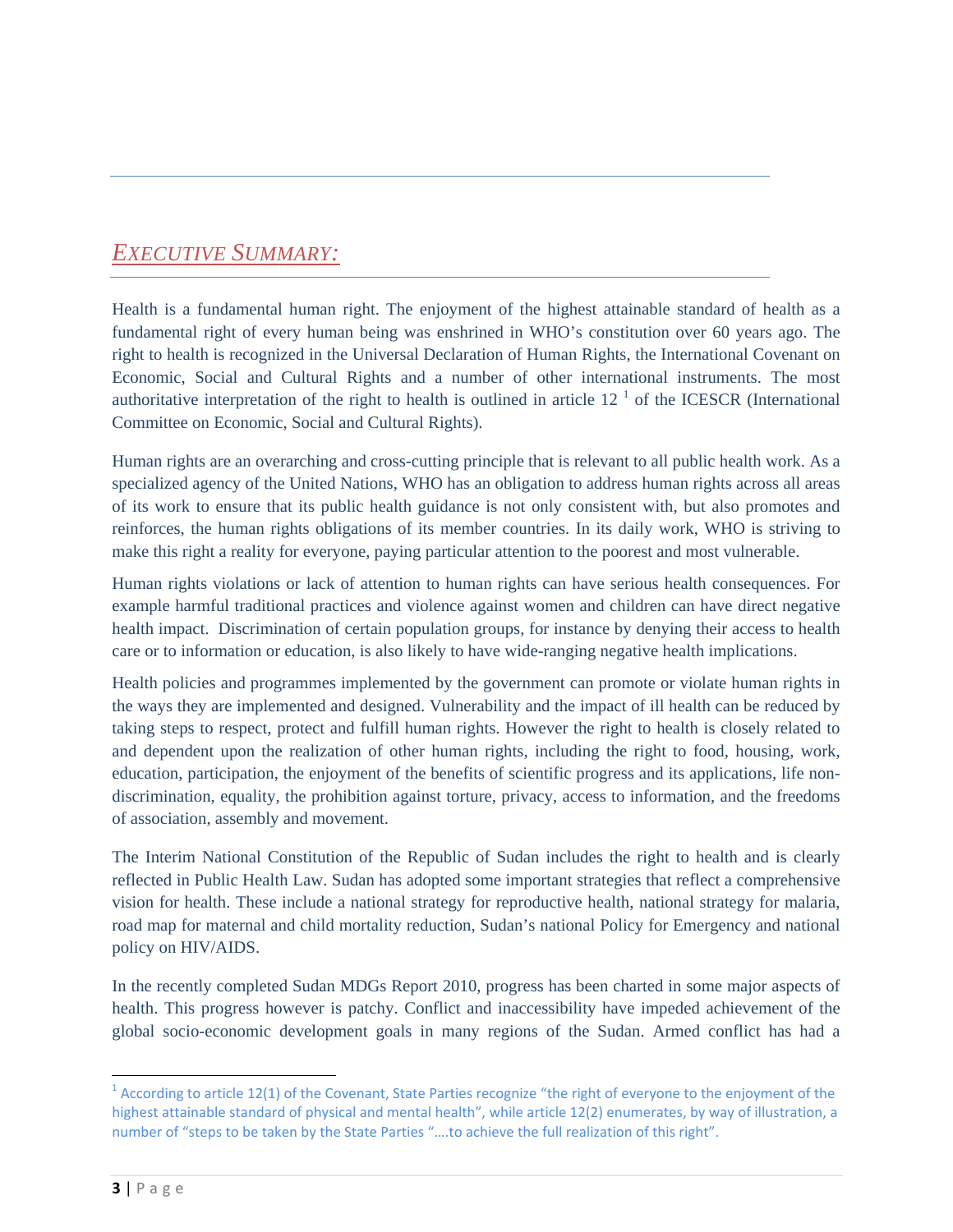## *EXECUTIVE SUMMARY:*

Health is a fundamental human right. The enjoyment of the highest attainable standard of health as a fundamental right of every human being was enshrined in WHO's constitution over 60 years ago. The right to health is recognized in the Universal Declaration of Human Rights, the International Covenant on Economic, Social and Cultural Rights and a number of other international instruments. The most authoritative interpretation of the right to health is outlined in article 12 [1] of the ICESCR (International Committee on Economic, Social and Cultural Rights).

Human rights are an overarching and cross-cutting principle that is relevant to all public health work. As a specialized agency of the United Nations, WHO has an obligation to address human rights across all areas of its work to ensure that its public health guidance is not only consistent with, but also promotes and reinforces, the human rights obligations of its member countries. In its daily work, WHO is striving to make this right a reality for everyone, paying particular attention to the poorest and most vulnerable.

Human rights violations or lack of attention to human rights can have serious health consequences. For example harmful traditional practices and violence against women and children can have direct negative health impact. Discrimination of certain population groups, for instance by denying their access to health care or to information or education, is also likely to have wide-ranging negative health implications.

Health policies and programmes implemented by the government can promote or violate human rights in the ways they are implemented and designed. Vulnerability and the impact of ill health can be reduced by taking steps to respect, protect and fulfill human rights. However the right to health is closely related to and dependent upon the realization of other human rights, including the right to food, housing, work, education, participation, the enjoyment of the benefits of scientific progress and its applications, life non-discrimination, equality, the prohibition against torture, privacy, access to information, and the freedoms of association, assembly and movement.

The Interim National Constitution of the Republic of Sudan includes the right to health and is clearly reflected in Public Health Law. Sudan has adopted some important strategies that reflect a comprehensive vision for health. These include a national strategy for reproductive health, national strategy for malaria, road map for maternal and child mortality reduction, Sudan's national Policy for Emergency and national policy on HIV/AIDS.

In the recently completed Sudan MDGs Report 2010, progress has been charted in some major aspects of health. This progress however is patchy. Conflict and inaccessibility have impeded achievement of the global socio-economic development goals in many regions of the Sudan. Armed conflict has had a

[1] According to article 12(1) of the Covenant, State Parties recognize "the right of everyone to the enjoyment of the highest attainable standard of physical and mental health", while article 12(2) enumerates, by way of illustration, a number of "steps to be taken by the State Parties "….to achieve the full realization of this right".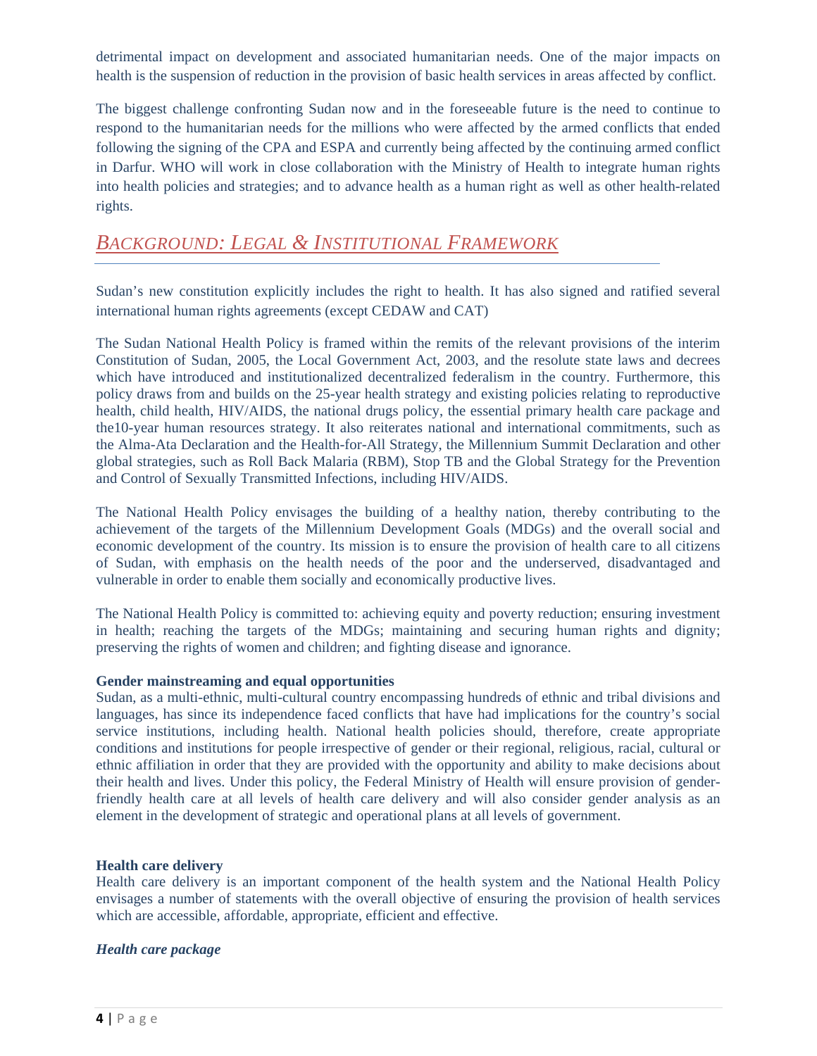detrimental impact on development and associated humanitarian needs. One of the major impacts on health is the suspension of reduction in the provision of basic health services in areas affected by conflict.

The biggest challenge confronting Sudan now and in the foreseeable future is the need to continue to respond to the humanitarian needs for the millions who were affected by the armed conflicts that ended following the signing of the CPA and ESPA and currently being affected by the continuing armed conflict in Darfur. WHO will work in close collaboration with the Ministry of Health to integrate human rights into health policies and strategies; and to advance health as a human right as well as other health-related rights.

## *BACKGROUND: LEGAL & INSTITUTIONAL FRAMEWORK*

Sudan's new constitution explicitly includes the right to health. It has also signed and ratified several international human rights agreements (except CEDAW and CAT)

The Sudan National Health Policy is framed within the remits of the relevant provisions of the interim Constitution of Sudan, 2005, the Local Government Act, 2003, and the resolute state laws and decrees which have introduced and institutionalized decentralized federalism in the country. Furthermore, this policy draws from and builds on the 25-year health strategy and existing policies relating to reproductive health, child health, HIV/AIDS, the national drugs policy, the essential primary health care package and the10-year human resources strategy. It also reiterates national and international commitments, such as the Alma-Ata Declaration and the Health-for-All Strategy, the Millennium Summit Declaration and other global strategies, such as Roll Back Malaria (RBM), Stop TB and the Global Strategy for the Prevention and Control of Sexually Transmitted Infections, including HIV/AIDS.

The National Health Policy envisages the building of a healthy nation, thereby contributing to the achievement of the targets of the Millennium Development Goals (MDGs) and the overall social and economic development of the country. Its mission is to ensure the provision of health care to all citizens of Sudan, with emphasis on the health needs of the poor and the underserved, disadvantaged and vulnerable in order to enable them socially and economically productive lives.

The National Health Policy is committed to: achieving equity and poverty reduction; ensuring investment in health; reaching the targets of the MDGs; maintaining and securing human rights and dignity; preserving the rights of women and children; and fighting disease and ignorance.

**Gender mainstreaming and equal opportunities**

Sudan, as a multi-ethnic, multi-cultural country encompassing hundreds of ethnic and tribal divisions and languages, has since its independence faced conflicts that have had implications for the country's social service institutions, including health. National health policies should, therefore, create appropriate conditions and institutions for people irrespective of gender or their regional, religious, racial, cultural or ethnic affiliation in order that they are provided with the opportunity and ability to make decisions about their health and lives. Under this policy, the Federal Ministry of Health will ensure provision of gender-friendly health care at all levels of health care delivery and will also consider gender analysis as an element in the development of strategic and operational plans at all levels of government.

**Health care delivery**

Health care delivery is an important component of the health system and the National Health Policy envisages a number of statements with the overall objective of ensuring the provision of health services which are accessible, affordable, appropriate, efficient and effective.

***Health care package***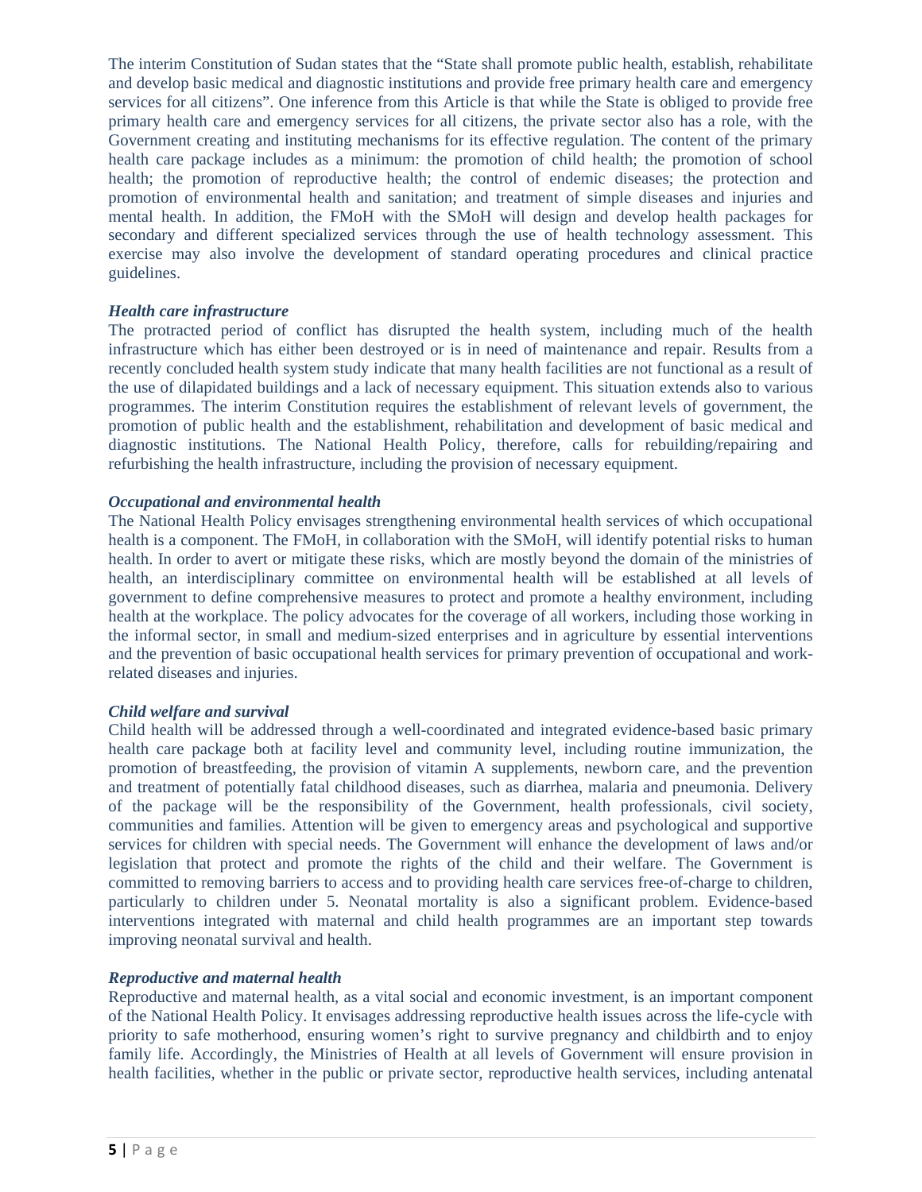The interim Constitution of Sudan states that the "State shall promote public health, establish, rehabilitate and develop basic medical and diagnostic institutions and provide free primary health care and emergency services for all citizens". One inference from this Article is that while the State is obliged to provide free primary health care and emergency services for all citizens, the private sector also has a role, with the Government creating and instituting mechanisms for its effective regulation. The content of the primary health care package includes as a minimum: the promotion of child health; the promotion of school health; the promotion of reproductive health; the control of endemic diseases; the protection and promotion of environmental health and sanitation; and treatment of simple diseases and injuries and mental health. In addition, the FMoH with the SMoH will design and develop health packages for secondary and different specialized services through the use of health technology assessment. This exercise may also involve the development of standard operating procedures and clinical practice guidelines.

***Health care infrastructure***

The protracted period of conflict has disrupted the health system, including much of the health infrastructure which has either been destroyed or is in need of maintenance and repair. Results from a recently concluded health system study indicate that many health facilities are not functional as a result of the use of dilapidated buildings and a lack of necessary equipment. This situation extends also to various programmes. The interim Constitution requires the establishment of relevant levels of government, the promotion of public health and the establishment, rehabilitation and development of basic medical and diagnostic institutions. The National Health Policy, therefore, calls for rebuilding/repairing and refurbishing the health infrastructure, including the provision of necessary equipment.

***Occupational and environmental health***

The National Health Policy envisages strengthening environmental health services of which occupational health is a component. The FMoH, in collaboration with the SMoH, will identify potential risks to human health. In order to avert or mitigate these risks, which are mostly beyond the domain of the ministries of health, an interdisciplinary committee on environmental health will be established at all levels of government to define comprehensive measures to protect and promote a healthy environment, including health at the workplace. The policy advocates for the coverage of all workers, including those working in the informal sector, in small and medium-sized enterprises and in agriculture by essential interventions and the prevention of basic occupational health services for primary prevention of occupational and work-related diseases and injuries.

***Child welfare and survival***

Child health will be addressed through a well-coordinated and integrated evidence-based basic primary health care package both at facility level and community level, including routine immunization, the promotion of breastfeeding, the provision of vitamin A supplements, newborn care, and the prevention and treatment of potentially fatal childhood diseases, such as diarrhea, malaria and pneumonia. Delivery of the package will be the responsibility of the Government, health professionals, civil society, communities and families. Attention will be given to emergency areas and psychological and supportive services for children with special needs. The Government will enhance the development of laws and/or legislation that protect and promote the rights of the child and their welfare. The Government is committed to removing barriers to access and to providing health care services free-of-charge to children, particularly to children under 5. Neonatal mortality is also a significant problem. Evidence-based interventions integrated with maternal and child health programmes are an important step towards improving neonatal survival and health.

***Reproductive and maternal health***

Reproductive and maternal health, as a vital social and economic investment, is an important component of the National Health Policy. It envisages addressing reproductive health issues across the life-cycle with priority to safe motherhood, ensuring women's right to survive pregnancy and childbirth and to enjoy family life. Accordingly, the Ministries of Health at all levels of Government will ensure provision in health facilities, whether in the public or private sector, reproductive health services, including antenatal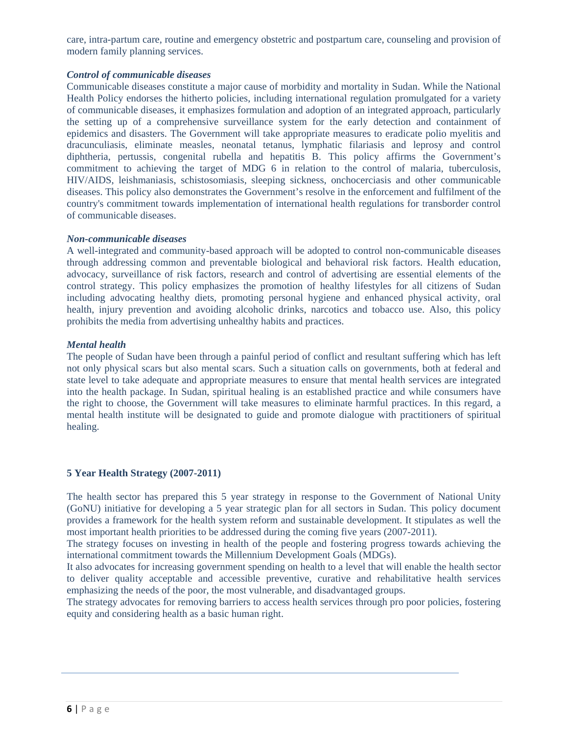care, intra-partum care, routine and emergency obstetric and postpartum care, counseling and provision of modern family planning services.

***Control of communicable diseases***

Communicable diseases constitute a major cause of morbidity and mortality in Sudan. While the National Health Policy endorses the hitherto policies, including international regulation promulgated for a variety of communicable diseases, it emphasizes formulation and adoption of an integrated approach, particularly the setting up of a comprehensive surveillance system for the early detection and containment of epidemics and disasters. The Government will take appropriate measures to eradicate polio myelitis and dracunculiasis, eliminate measles, neonatal tetanus, lymphatic filariasis and leprosy and control diphtheria, pertussis, congenital rubella and hepatitis B. This policy affirms the Government's commitment to achieving the target of MDG 6 in relation to the control of malaria, tuberculosis, HIV/AIDS, leishmaniasis, schistosomiasis, sleeping sickness, onchocerciasis and other communicable diseases. This policy also demonstrates the Government's resolve in the enforcement and fulfilment of the country's commitment towards implementation of international health regulations for transborder control of communicable diseases.

***Non-communicable diseases***

A well-integrated and community-based approach will be adopted to control non-communicable diseases through addressing common and preventable biological and behavioral risk factors. Health education, advocacy, surveillance of risk factors, research and control of advertising are essential elements of the control strategy. This policy emphasizes the promotion of healthy lifestyles for all citizens of Sudan including advocating healthy diets, promoting personal hygiene and enhanced physical activity, oral health, injury prevention and avoiding alcoholic drinks, narcotics and tobacco use. Also, this policy prohibits the media from advertising unhealthy habits and practices.

***Mental health***

The people of Sudan have been through a painful period of conflict and resultant suffering which has left not only physical scars but also mental scars. Such a situation calls on governments, both at federal and state level to take adequate and appropriate measures to ensure that mental health services are integrated into the health package. In Sudan, spiritual healing is an established practice and while consumers have the right to choose, the Government will take measures to eliminate harmful practices. In this regard, a mental health institute will be designated to guide and promote dialogue with practitioners of spiritual healing.

## 5 Year Health Strategy (2007-2011)

The health sector has prepared this 5 year strategy in response to the Government of National Unity (GoNU) initiative for developing a 5 year strategic plan for all sectors in Sudan. This policy document provides a framework for the health system reform and sustainable development. It stipulates as well the most important health priorities to be addressed during the coming five years (2007-2011).

The strategy focuses on investing in health of the people and fostering progress towards achieving the international commitment towards the Millennium Development Goals (MDGs).

It also advocates for increasing government spending on health to a level that will enable the health sector to deliver quality acceptable and accessible preventive, curative and rehabilitative health services emphasizing the needs of the poor, the most vulnerable, and disadvantaged groups.

The strategy advocates for removing barriers to access health services through pro poor policies, fostering equity and considering health as a basic human right.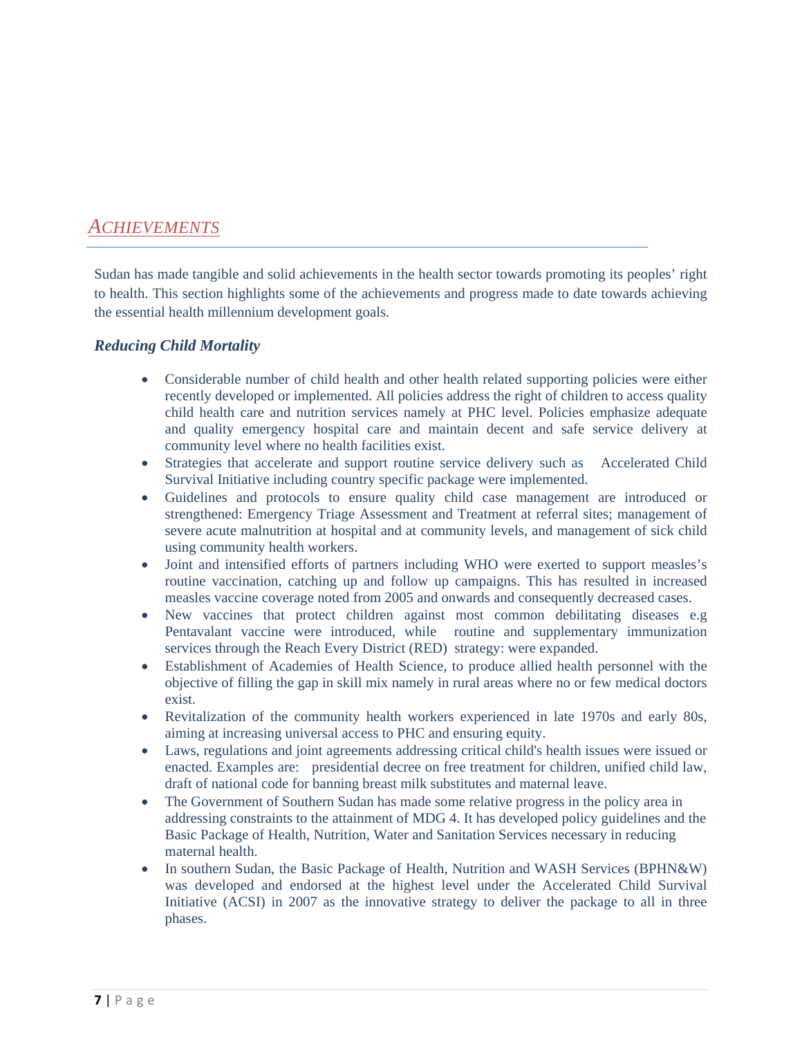## ACHIEVEMENTS

Sudan has made tangible and solid achievements in the health sector towards promoting its peoples' right to health. This section highlights some of the achievements and progress made to date towards achieving the essential health millennium development goals.

### *Reducing Child Mortality*

- Considerable number of child health and other health related supporting policies were either recently developed or implemented. All policies address the right of children to access quality child health care and nutrition services namely at PHC level. Policies emphasize adequate and quality emergency hospital care and maintain decent and safe service delivery at community level where no health facilities exist.
- Strategies that accelerate and support routine service delivery such as Accelerated Child Survival Initiative including country specific package were implemented.
- Guidelines and protocols to ensure quality child case management are introduced or strengthened: Emergency Triage Assessment and Treatment at referral sites; management of severe acute malnutrition at hospital and at community levels, and management of sick child using community health workers.
- Joint and intensified efforts of partners including WHO were exerted to support measles's routine vaccination, catching up and follow up campaigns. This has resulted in increased measles vaccine coverage noted from 2005 and onwards and consequently decreased cases.
- New vaccines that protect children against most common debilitating diseases e.g Pentavalant vaccine were introduced, while routine and supplementary immunization services through the Reach Every District (RED) strategy: were expanded.
- Establishment of Academies of Health Science, to produce allied health personnel with the objective of filling the gap in skill mix namely in rural areas where no or few medical doctors exist.
- Revitalization of the community health workers experienced in late 1970s and early 80s, aiming at increasing universal access to PHC and ensuring equity.
- Laws, regulations and joint agreements addressing critical child's health issues were issued or enacted. Examples are: presidential decree on free treatment for children, unified child law, draft of national code for banning breast milk substitutes and maternal leave.
- The Government of Southern Sudan has made some relative progress in the policy area in addressing constraints to the attainment of MDG 4. It has developed policy guidelines and the Basic Package of Health, Nutrition, Water and Sanitation Services necessary in reducing maternal health.
- In southern Sudan, the Basic Package of Health, Nutrition and WASH Services (BPHN&W) was developed and endorsed at the highest level under the Accelerated Child Survival Initiative (ACSI) in 2007 as the innovative strategy to deliver the package to all in three phases.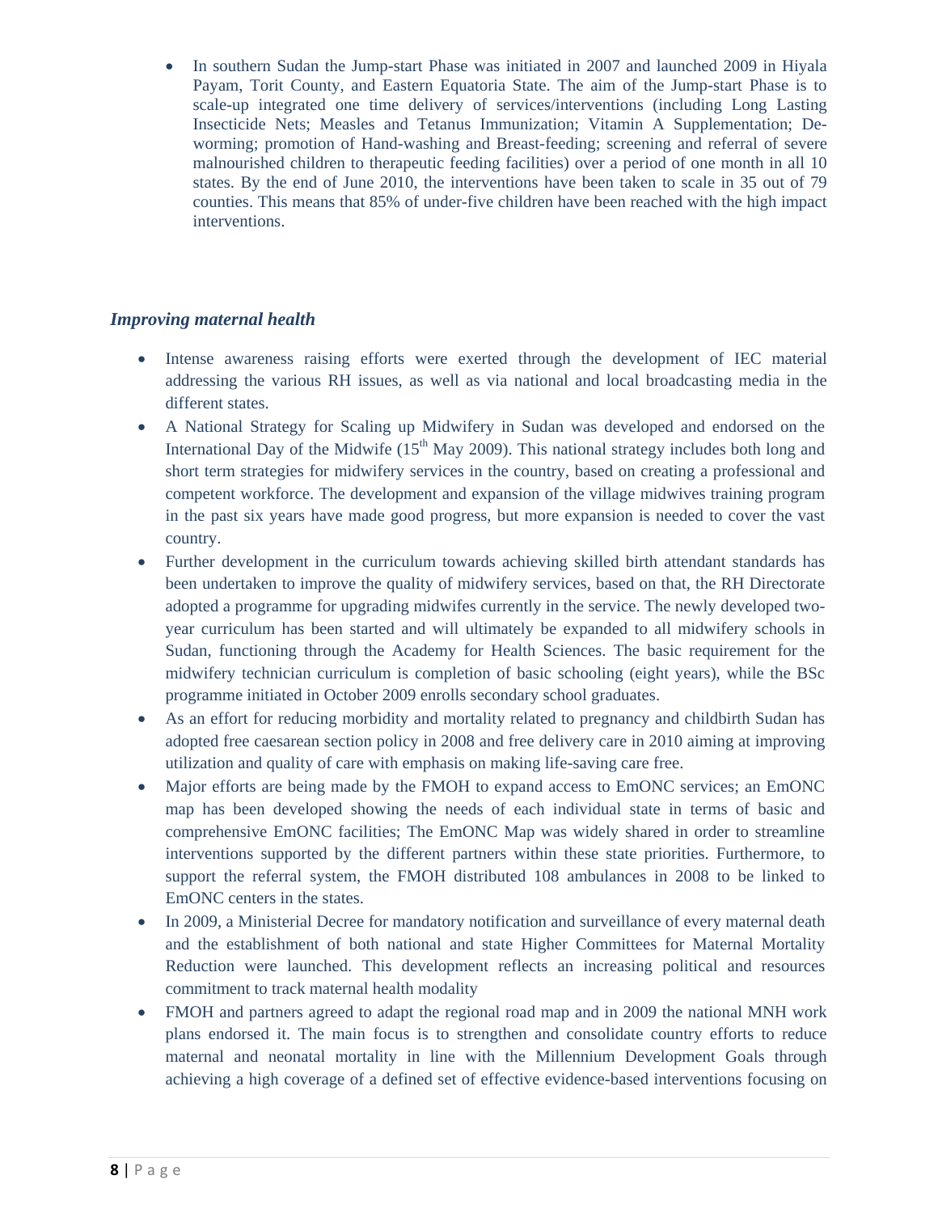- In southern Sudan the Jump-start Phase was initiated in 2007 and launched 2009 in Hiyala Payam, Torit County, and Eastern Equatoria State. The aim of the Jump-start Phase is to scale-up integrated one time delivery of services/interventions (including Long Lasting Insecticide Nets; Measles and Tetanus Immunization; Vitamin A Supplementation; De-worming; promotion of Hand-washing and Breast-feeding; screening and referral of severe malnourished children to therapeutic feeding facilities) over a period of one month in all 10 states. By the end of June 2010, the interventions have been taken to scale in 35 out of 79 counties. This means that 85% of under-five children have been reached with the high impact interventions.

### *Improving maternal health*

- Intense awareness raising efforts were exerted through the development of IEC material addressing the various RH issues, as well as via national and local broadcasting media in the different states.
- A National Strategy for Scaling up Midwifery in Sudan was developed and endorsed on the International Day of the Midwife (15th May 2009). This national strategy includes both long and short term strategies for midwifery services in the country, based on creating a professional and competent workforce. The development and expansion of the village midwives training program in the past six years have made good progress, but more expansion is needed to cover the vast country.
- Further development in the curriculum towards achieving skilled birth attendant standards has been undertaken to improve the quality of midwifery services, based on that, the RH Directorate adopted a programme for upgrading midwifes currently in the service. The newly developed two-year curriculum has been started and will ultimately be expanded to all midwifery schools in Sudan, functioning through the Academy for Health Sciences. The basic requirement for the midwifery technician curriculum is completion of basic schooling (eight years), while the BSc programme initiated in October 2009 enrolls secondary school graduates.
- As an effort for reducing morbidity and mortality related to pregnancy and childbirth Sudan has adopted free caesarean section policy in 2008 and free delivery care in 2010 aiming at improving utilization and quality of care with emphasis on making life-saving care free.
- Major efforts are being made by the FMOH to expand access to EmONC services; an EmONC map has been developed showing the needs of each individual state in terms of basic and comprehensive EmONC facilities; The EmONC Map was widely shared in order to streamline interventions supported by the different partners within these state priorities. Furthermore, to support the referral system, the FMOH distributed 108 ambulances in 2008 to be linked to EmONC centers in the states.
- In 2009, a Ministerial Decree for mandatory notification and surveillance of every maternal death and the establishment of both national and state Higher Committees for Maternal Mortality Reduction were launched. This development reflects an increasing political and resources commitment to track maternal health modality
- FMOH and partners agreed to adapt the regional road map and in 2009 the national MNH work plans endorsed it. The main focus is to strengthen and consolidate country efforts to reduce maternal and neonatal mortality in line with the Millennium Development Goals through achieving a high coverage of a defined set of effective evidence-based interventions focusing on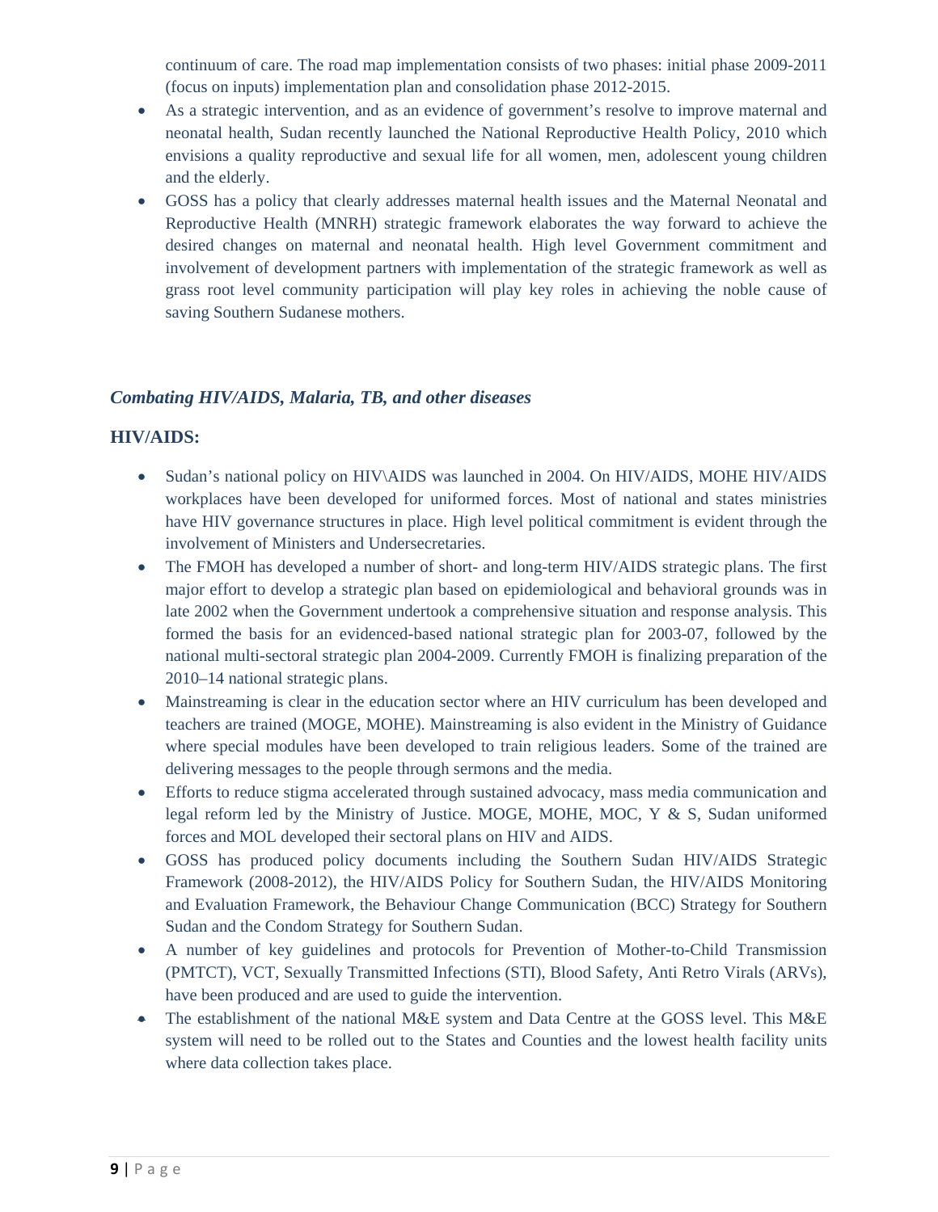continuum of care. The road map implementation consists of two phases: initial phase 2009-2011 (focus on inputs) implementation plan and consolidation phase 2012-2015.

- As a strategic intervention, and as an evidence of government's resolve to improve maternal and neonatal health, Sudan recently launched the National Reproductive Health Policy, 2010 which envisions a quality reproductive and sexual life for all women, men, adolescent young children and the elderly.
- GOSS has a policy that clearly addresses maternal health issues and the Maternal Neonatal and Reproductive Health (MNRH) strategic framework elaborates the way forward to achieve the desired changes on maternal and neonatal health. High level Government commitment and involvement of development partners with implementation of the strategic framework as well as grass root level community participation will play key roles in achieving the noble cause of saving Southern Sudanese mothers.

### *Combating HIV/AIDS, Malaria, TB, and other diseases*

#### HIV/AIDS:

- Sudan's national policy on HIV\AIDS was launched in 2004. On HIV/AIDS, MOHE HIV/AIDS workplaces have been developed for uniformed forces. Most of national and states ministries have HIV governance structures in place. High level political commitment is evident through the involvement of Ministers and Undersecretaries.
- The FMOH has developed a number of short- and long-term HIV/AIDS strategic plans. The first major effort to develop a strategic plan based on epidemiological and behavioral grounds was in late 2002 when the Government undertook a comprehensive situation and response analysis. This formed the basis for an evidenced-based national strategic plan for 2003-07, followed by the national multi-sectoral strategic plan 2004-2009. Currently FMOH is finalizing preparation of the 2010–14 national strategic plans.
- Mainstreaming is clear in the education sector where an HIV curriculum has been developed and teachers are trained (MOGE, MOHE). Mainstreaming is also evident in the Ministry of Guidance where special modules have been developed to train religious leaders. Some of the trained are delivering messages to the people through sermons and the media.
- Efforts to reduce stigma accelerated through sustained advocacy, mass media communication and legal reform led by the Ministry of Justice. MOGE, MOHE, MOC, Y & S, Sudan uniformed forces and MOL developed their sectoral plans on HIV and AIDS.
- GOSS has produced policy documents including the Southern Sudan HIV/AIDS Strategic Framework (2008-2012), the HIV/AIDS Policy for Southern Sudan, the HIV/AIDS Monitoring and Evaluation Framework, the Behaviour Change Communication (BCC) Strategy for Southern Sudan and the Condom Strategy for Southern Sudan.
- A number of key guidelines and protocols for Prevention of Mother-to-Child Transmission (PMTCT), VCT, Sexually Transmitted Infections (STI), Blood Safety, Anti Retro Virals (ARVs), have been produced and are used to guide the intervention.
- The establishment of the national M&E system and Data Centre at the GOSS level. This M&E system will need to be rolled out to the States and Counties and the lowest health facility units where data collection takes place.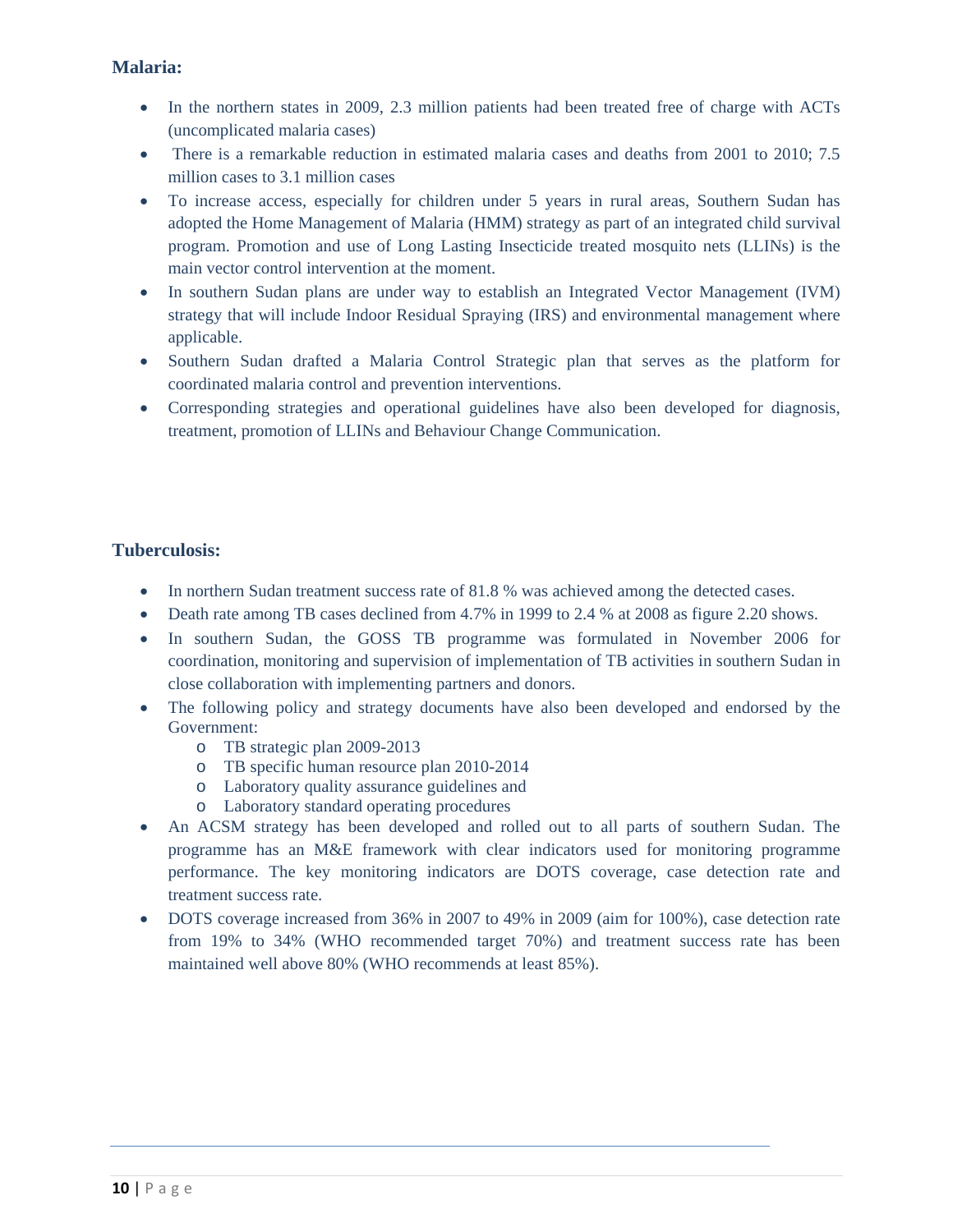**Malaria:**

- In the northern states in 2009, 2.3 million patients had been treated free of charge with ACTs (uncomplicated malaria cases)
- There is a remarkable reduction in estimated malaria cases and deaths from 2001 to 2010; 7.5 million cases to 3.1 million cases
- To increase access, especially for children under 5 years in rural areas, Southern Sudan has adopted the Home Management of Malaria (HMM) strategy as part of an integrated child survival program. Promotion and use of Long Lasting Insecticide treated mosquito nets (LLINs) is the main vector control intervention at the moment.
- In southern Sudan plans are under way to establish an Integrated Vector Management (IVM) strategy that will include Indoor Residual Spraying (IRS) and environmental management where applicable.
- Southern Sudan drafted a Malaria Control Strategic plan that serves as the platform for coordinated malaria control and prevention interventions.
- Corresponding strategies and operational guidelines have also been developed for diagnosis, treatment, promotion of LLINs and Behaviour Change Communication.

**Tuberculosis:**

- In northern Sudan treatment success rate of 81.8 % was achieved among the detected cases.
- Death rate among TB cases declined from 4.7% in 1999 to 2.4 % at 2008 as figure 2.20 shows.
- In southern Sudan, the GOSS TB programme was formulated in November 2006 for coordination, monitoring and supervision of implementation of TB activities in southern Sudan in close collaboration with implementing partners and donors.
- The following policy and strategy documents have also been developed and endorsed by the Government:
  - TB strategic plan 2009-2013
  - TB specific human resource plan 2010-2014
  - Laboratory quality assurance guidelines and
  - Laboratory standard operating procedures
- An ACSM strategy has been developed and rolled out to all parts of southern Sudan. The programme has an M&E framework with clear indicators used for monitoring programme performance. The key monitoring indicators are DOTS coverage, case detection rate and treatment success rate.
- DOTS coverage increased from 36% in 2007 to 49% in 2009 (aim for 100%), case detection rate from 19% to 34% (WHO recommended target 70%) and treatment success rate has been maintained well above 80% (WHO recommends at least 85%).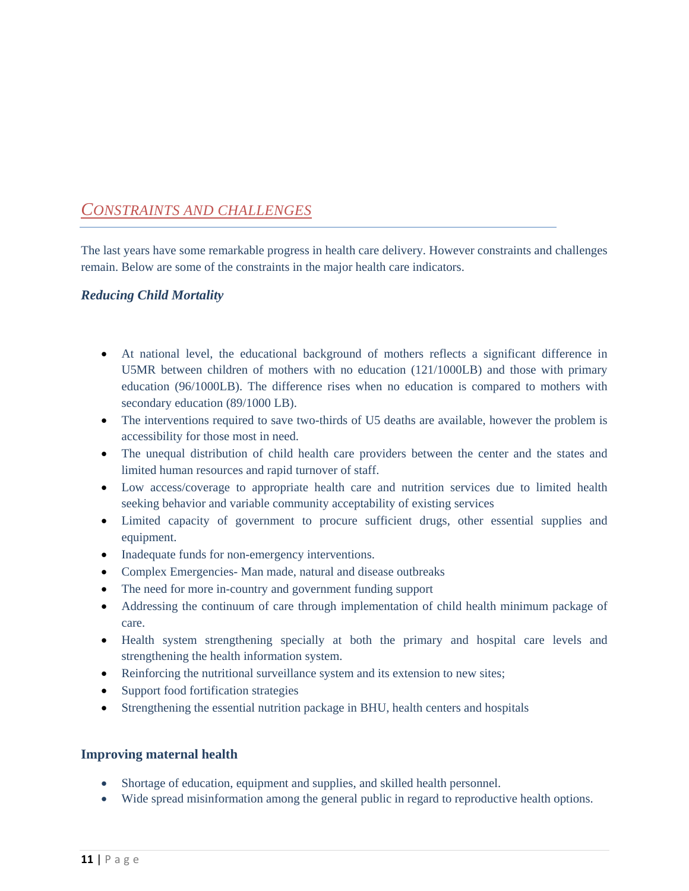## CONSTRAINTS AND CHALLENGES

The last years have some remarkable progress in health care delivery. However constraints and challenges remain. Below are some of the constraints in the major health care indicators.

### *Reducing Child Mortality*

- At national level, the educational background of mothers reflects a significant difference in U5MR between children of mothers with no education (121/1000LB) and those with primary education (96/1000LB). The difference rises when no education is compared to mothers with secondary education (89/1000 LB).
- The interventions required to save two-thirds of U5 deaths are available, however the problem is accessibility for those most in need.
- The unequal distribution of child health care providers between the center and the states and limited human resources and rapid turnover of staff.
- Low access/coverage to appropriate health care and nutrition services due to limited health seeking behavior and variable community acceptability of existing services
- Limited capacity of government to procure sufficient drugs, other essential supplies and equipment.
- Inadequate funds for non-emergency interventions.
- Complex Emergencies- Man made, natural and disease outbreaks
- The need for more in-country and government funding support
- Addressing the continuum of care through implementation of child health minimum package of care.
- Health system strengthening specially at both the primary and hospital care levels and strengthening the health information system.
- Reinforcing the nutritional surveillance system and its extension to new sites;
- Support food fortification strategies
- Strengthening the essential nutrition package in BHU, health centers and hospitals

### **Improving maternal health**

- Shortage of education, equipment and supplies, and skilled health personnel.
- Wide spread misinformation among the general public in regard to reproductive health options.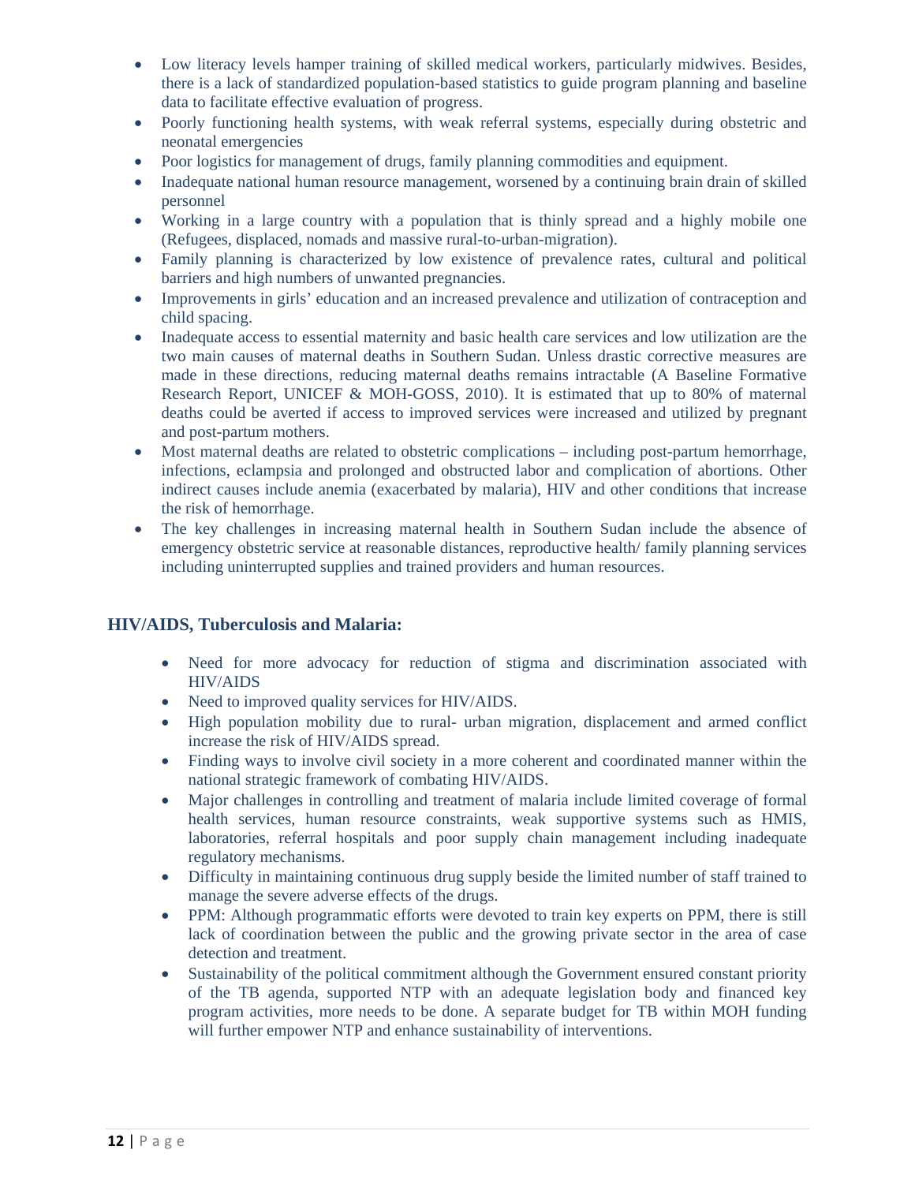- Low literacy levels hamper training of skilled medical workers, particularly midwives. Besides, there is a lack of standardized population-based statistics to guide program planning and baseline data to facilitate effective evaluation of progress.
- Poorly functioning health systems, with weak referral systems, especially during obstetric and neonatal emergencies
- Poor logistics for management of drugs, family planning commodities and equipment.
- Inadequate national human resource management, worsened by a continuing brain drain of skilled personnel
- Working in a large country with a population that is thinly spread and a highly mobile one (Refugees, displaced, nomads and massive rural-to-urban-migration).
- Family planning is characterized by low existence of prevalence rates, cultural and political barriers and high numbers of unwanted pregnancies.
- Improvements in girls' education and an increased prevalence and utilization of contraception and child spacing.
- Inadequate access to essential maternity and basic health care services and low utilization are the two main causes of maternal deaths in Southern Sudan. Unless drastic corrective measures are made in these directions, reducing maternal deaths remains intractable (A Baseline Formative Research Report, UNICEF & MOH-GOSS, 2010). It is estimated that up to 80% of maternal deaths could be averted if access to improved services were increased and utilized by pregnant and post-partum mothers.
- Most maternal deaths are related to obstetric complications – including post-partum hemorrhage, infections, eclampsia and prolonged and obstructed labor and complication of abortions. Other indirect causes include anemia (exacerbated by malaria), HIV and other conditions that increase the risk of hemorrhage.
- The key challenges in increasing maternal health in Southern Sudan include the absence of emergency obstetric service at reasonable distances, reproductive health/ family planning services including uninterrupted supplies and trained providers and human resources.

### HIV/AIDS, Tuberculosis and Malaria:

- Need for more advocacy for reduction of stigma and discrimination associated with HIV/AIDS
- Need to improved quality services for HIV/AIDS.
- High population mobility due to rural- urban migration, displacement and armed conflict increase the risk of HIV/AIDS spread.
- Finding ways to involve civil society in a more coherent and coordinated manner within the national strategic framework of combating HIV/AIDS.
- Major challenges in controlling and treatment of malaria include limited coverage of formal health services, human resource constraints, weak supportive systems such as HMIS, laboratories, referral hospitals and poor supply chain management including inadequate regulatory mechanisms.
- Difficulty in maintaining continuous drug supply beside the limited number of staff trained to manage the severe adverse effects of the drugs.
- PPM: Although programmatic efforts were devoted to train key experts on PPM, there is still lack of coordination between the public and the growing private sector in the area of case detection and treatment.
- Sustainability of the political commitment although the Government ensured constant priority of the TB agenda, supported NTP with an adequate legislation body and financed key program activities, more needs to be done. A separate budget for TB within MOH funding will further empower NTP and enhance sustainability of interventions.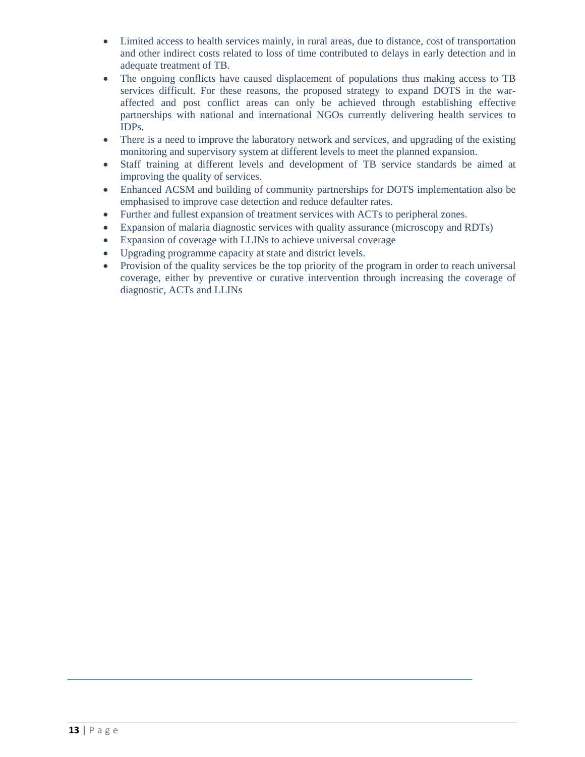- Limited access to health services mainly, in rural areas, due to distance, cost of transportation and other indirect costs related to loss of time contributed to delays in early detection and in adequate treatment of TB.
- The ongoing conflicts have caused displacement of populations thus making access to TB services difficult. For these reasons, the proposed strategy to expand DOTS in the war-affected and post conflict areas can only be achieved through establishing effective partnerships with national and international NGOs currently delivering health services to IDPs.
- There is a need to improve the laboratory network and services, and upgrading of the existing monitoring and supervisory system at different levels to meet the planned expansion.
- Staff training at different levels and development of TB service standards be aimed at improving the quality of services.
- Enhanced ACSM and building of community partnerships for DOTS implementation also be emphasised to improve case detection and reduce defaulter rates.
- Further and fullest expansion of treatment services with ACTs to peripheral zones.
- Expansion of malaria diagnostic services with quality assurance (microscopy and RDTs)
- Expansion of coverage with LLINs to achieve universal coverage
- Upgrading programme capacity at state and district levels.
- Provision of the quality services be the top priority of the program in order to reach universal coverage, either by preventive or curative intervention through increasing the coverage of diagnostic, ACTs and LLINs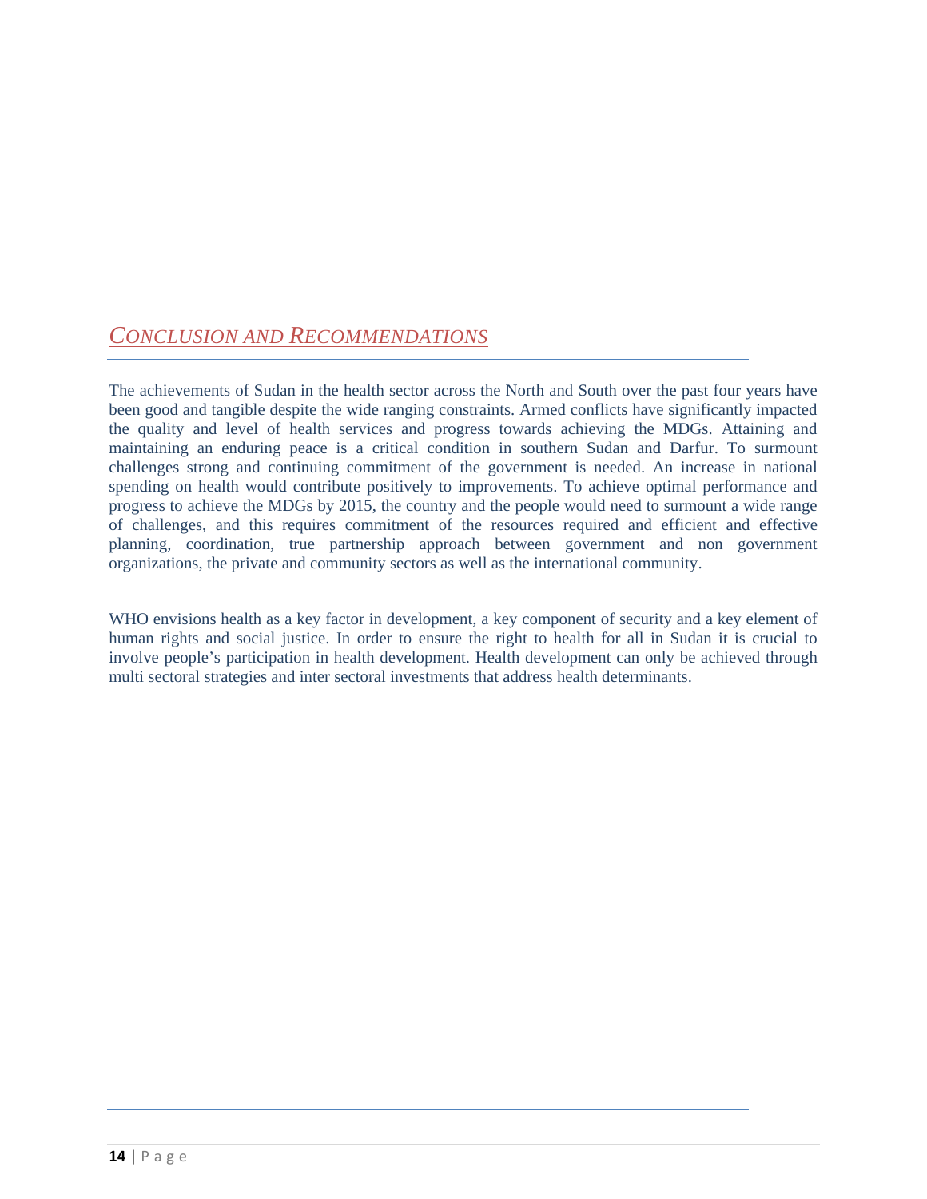## *CONCLUSION AND RECOMMENDATIONS*

The achievements of Sudan in the health sector across the North and South over the past four years have been good and tangible despite the wide ranging constraints. Armed conflicts have significantly impacted the quality and level of health services and progress towards achieving the MDGs. Attaining and maintaining an enduring peace is a critical condition in southern Sudan and Darfur. To surmount challenges strong and continuing commitment of the government is needed. An increase in national spending on health would contribute positively to improvements. To achieve optimal performance and progress to achieve the MDGs by 2015, the country and the people would need to surmount a wide range of challenges, and this requires commitment of the resources required and efficient and effective planning, coordination, true partnership approach between government and non government organizations, the private and community sectors as well as the international community.

WHO envisions health as a key factor in development, a key component of security and a key element of human rights and social justice. In order to ensure the right to health for all in Sudan it is crucial to involve people's participation in health development. Health development can only be achieved through multi sectoral strategies and inter sectoral investments that address health determinants.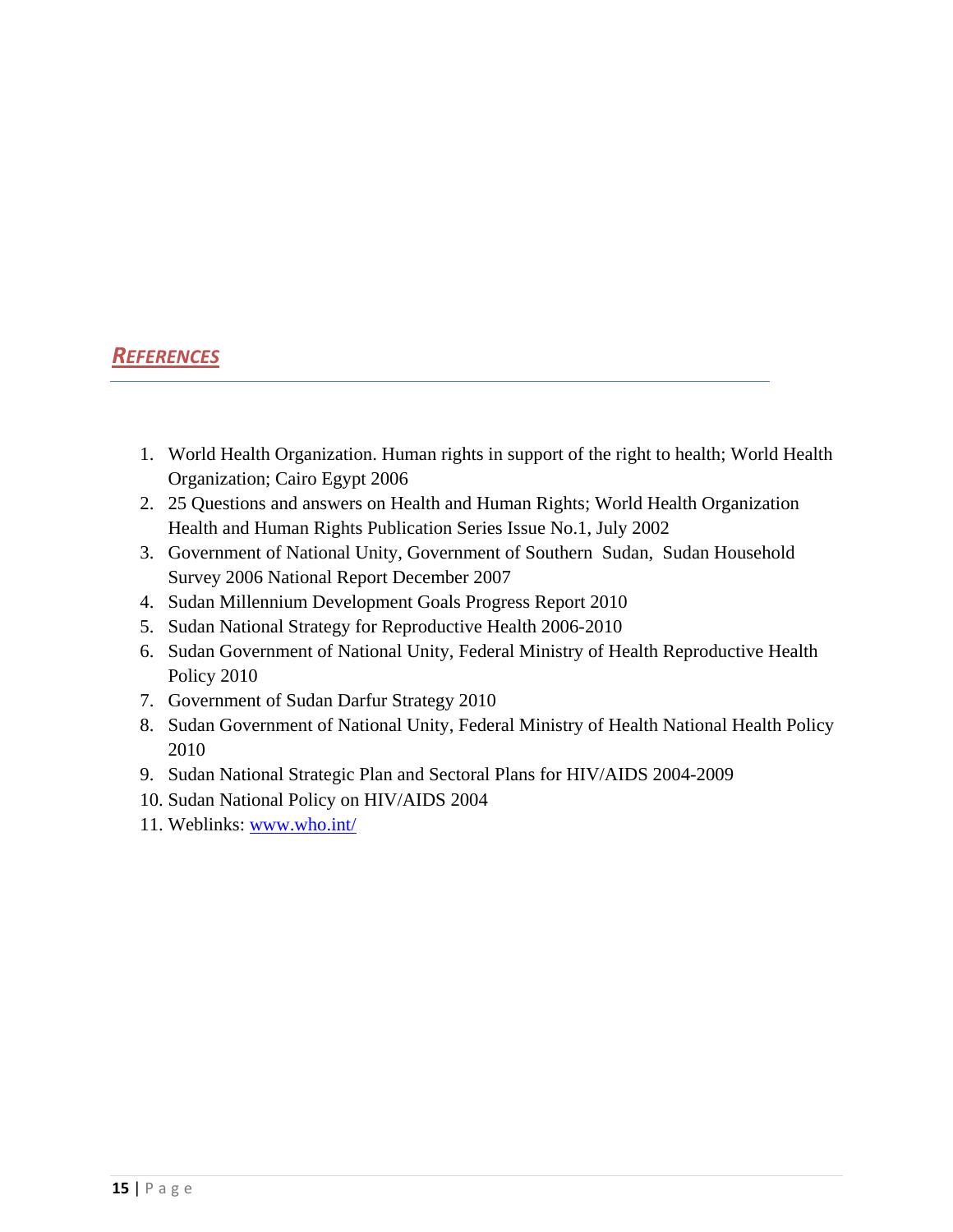## REFERENCES

1. World Health Organization. Human rights in support of the right to health; World Health Organization; Cairo Egypt 2006
2. 25 Questions and answers on Health and Human Rights; World Health Organization Health and Human Rights Publication Series Issue No.1, July 2002
3. Government of National Unity, Government of Southern Sudan, Sudan Household Survey 2006 National Report December 2007
4. Sudan Millennium Development Goals Progress Report 2010
5. Sudan National Strategy for Reproductive Health 2006-2010
6. Sudan Government of National Unity, Federal Ministry of Health Reproductive Health Policy 2010
7. Government of Sudan Darfur Strategy 2010
8. Sudan Government of National Unity, Federal Ministry of Health National Health Policy 2010
9. Sudan National Strategic Plan and Sectoral Plans for HIV/AIDS 2004-2009
10. Sudan National Policy on HIV/AIDS 2004
11. Weblinks: [www.who.int/](http://www.who.int/)